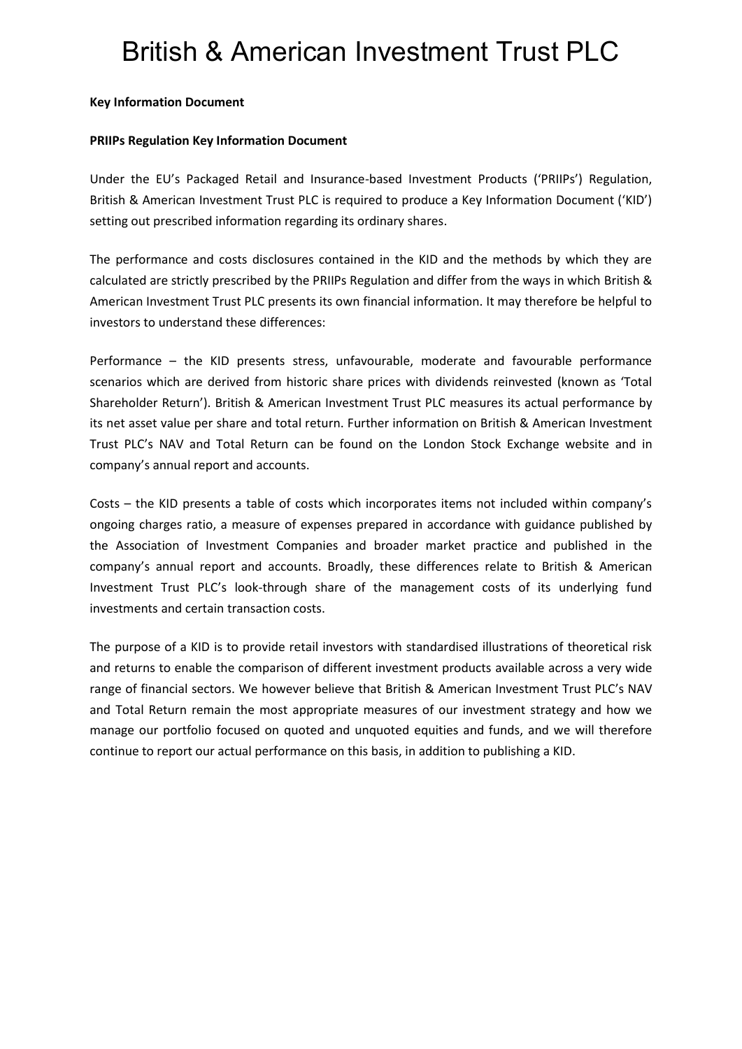# British & American Investment Trust PLC

**Key Information Document**

**PRIIPs Regulation Key Information Document**

Under the EU's Packaged Retail and Insurance-based Investment Products ('PRIIPs') Regulation, British & American Investment Trust PLC is required to produce a Key Information Document ('KID') setting out prescribed information regarding its ordinary shares.

The performance and costs disclosures contained in the KID and the methods by which they are calculated are strictly prescribed by the PRIIPs Regulation and differ from the ways in which British & American Investment Trust PLC presents its own financial information. It may therefore be helpful to investors to understand these differences:

Performance – the KID presents stress, unfavourable, moderate and favourable performance scenarios which are derived from historic share prices with dividends reinvested (known as 'Total Shareholder Return'). British & American Investment Trust PLC measures its actual performance by its net asset value per share and total return. Further information on British & American Investment Trust PLC's NAV and Total Return can be found on the London Stock Exchange website and in company's annual report and accounts.

Costs – the KID presents a table of costs which incorporates items not included within company's ongoing charges ratio, a measure of expenses prepared in accordance with guidance published by the Association of Investment Companies and broader market practice and published in the company's annual report and accounts. Broadly, these differences relate to British & American Investment Trust PLC's look-through share of the management costs of its underlying fund investments and certain transaction costs.

The purpose of a KID is to provide retail investors with standardised illustrations of theoretical risk and returns to enable the comparison of different investment products available across a very wide range of financial sectors. We however believe that British & American Investment Trust PLC's NAV and Total Return remain the most appropriate measures of our investment strategy and how we manage our portfolio focused on quoted and unquoted equities and funds, and we will therefore continue to report our actual performance on this basis, in addition to publishing a KID.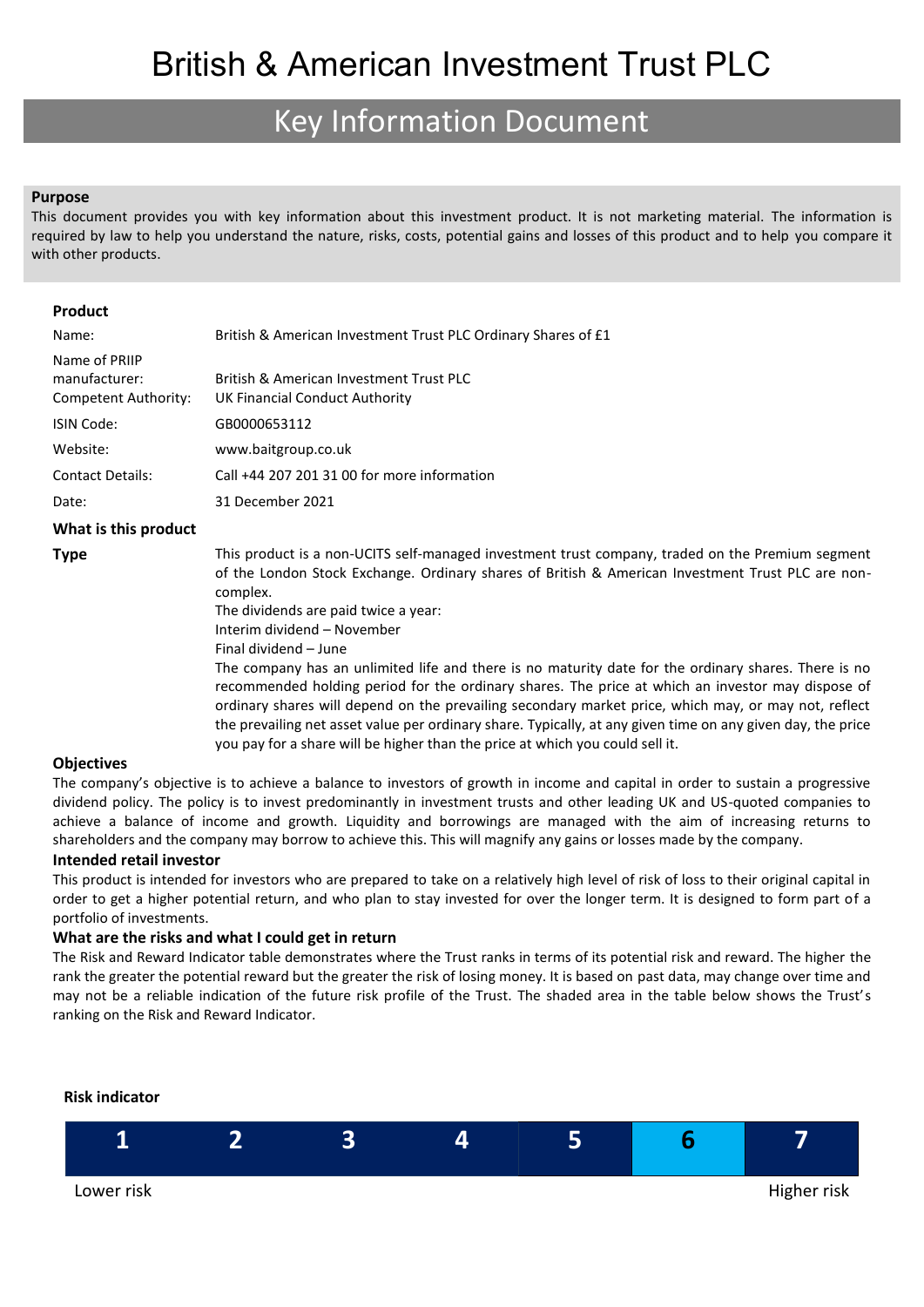# British & American Investment Trust PLC

## Key Information Document

**Purpose**

This document provides you with key information about this investment product. It is not marketing material. The information is required by law to help you understand the nature, risks, costs, potential gains and losses of this product and to help you compare it with other products.

**Product**

| | |
|---|---|
| Name: | British & American Investment Trust PLC Ordinary Shares of £1 |
| Name of PRIIP manufacturer: | British & American Investment Trust PLC |
| Competent Authority: | UK Financial Conduct Authority |
| ISIN Code: | GB0000653112 |
| Website: | www.baitgroup.co.uk |
| Contact Details: | Call +44 207 201 31 00 for more information |
| Date: | 31 December 2021 |

**What is this product**

**Type**

This product is a non-UCITS self-managed investment trust company, traded on the Premium segment of the London Stock Exchange. Ordinary shares of British & American Investment Trust PLC are non-complex.

The dividends are paid twice a year:

Interim dividend – November

Final dividend – June

The company has an unlimited life and there is no maturity date for the ordinary shares. There is no recommended holding period for the ordinary shares. The price at which an investor may dispose of ordinary shares will depend on the prevailing secondary market price, which may, or may not, reflect the prevailing net asset value per ordinary share. Typically, at any given time on any given day, the price you pay for a share will be higher than the price at which you could sell it.

**Objectives**

The company's objective is to achieve a balance to investors of growth in income and capital in order to sustain a progressive dividend policy. The policy is to invest predominantly in investment trusts and other leading UK and US-quoted companies to achieve a balance of income and growth. Liquidity and borrowings are managed with the aim of increasing returns to shareholders and the company may borrow to achieve this. This will magnify any gains or losses made by the company.

**Intended retail investor**

This product is intended for investors who are prepared to take on a relatively high level of risk of loss to their original capital in order to get a higher potential return, and who plan to stay invested for over the longer term. It is designed to form part of a portfolio of investments.

**What are the risks and what I could get in return**

The Risk and Reward Indicator table demonstrates where the Trust ranks in terms of its potential risk and reward. The higher the rank the greater the potential reward but the greater the risk of losing money. It is based on past data, may change over time and may not be a reliable indication of the future risk profile of the Trust. The shaded area in the table below shows the Trust's ranking on the Risk and Reward Indicator.

**Risk indicator**

| 1 | 2 | 3 | 4 | 5 | **6** | 7 |
|---|---|---|---|---|---|---|

Lower risk — Higher risk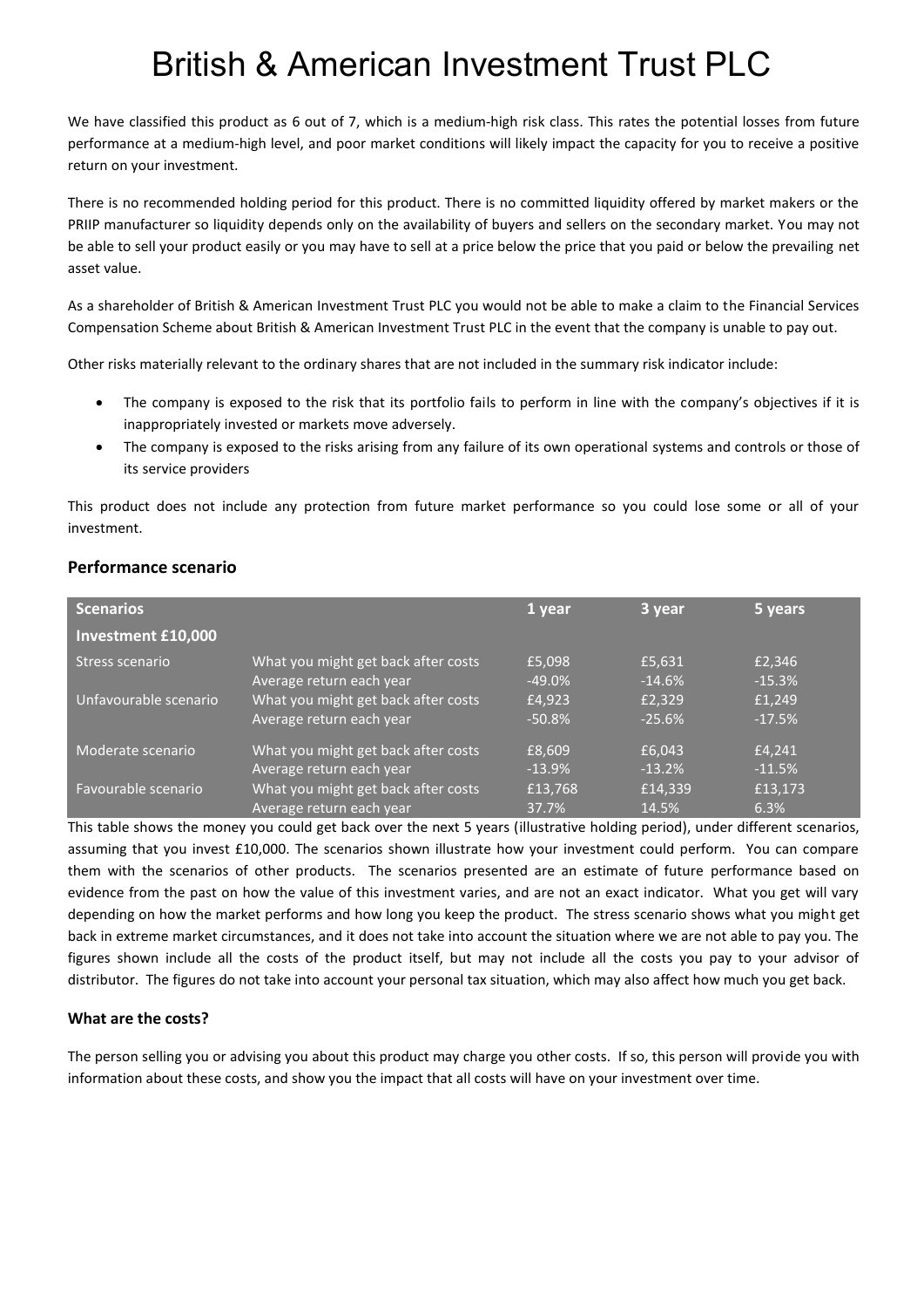# British & American Investment Trust PLC

We have classified this product as 6 out of 7, which is a medium-high risk class. This rates the potential losses from future performance at a medium-high level, and poor market conditions will likely impact the capacity for you to receive a positive return on your investment.

There is no recommended holding period for this product. There is no committed liquidity offered by market makers or the PRIIP manufacturer so liquidity depends only on the availability of buyers and sellers on the secondary market. You may not be able to sell your product easily or you may have to sell at a price below the price that you paid or below the prevailing net asset value.

As a shareholder of British & American Investment Trust PLC you would not be able to make a claim to the Financial Services Compensation Scheme about British & American Investment Trust PLC in the event that the company is unable to pay out.

Other risks materially relevant to the ordinary shares that are not included in the summary risk indicator include:

- The company is exposed to the risk that its portfolio fails to perform in line with the company's objectives if it is inappropriately invested or markets move adversely.
- The company is exposed to the risks arising from any failure of its own operational systems and controls or those of its service providers

This product does not include any protection from future market performance so you could lose some or all of your investment.

## Performance scenario

| Scenarios | | 1 year | 3 year | 5 years |
|---|---|---|---|---|
| **Investment £10,000** | | | | |
| Stress scenario | What you might get back after costs | £5,098 | £5,631 | £2,346 |
| | Average return each year | -49.0% | -14.6% | -15.3% |
| Unfavourable scenario | What you might get back after costs | £4,923 | £2,329 | £1,249 |
| | Average return each year | -50.8% | -25.6% | -17.5% |
| Moderate scenario | What you might get back after costs | £8,609 | £6,043 | £4,241 |
| | Average return each year | -13.9% | -13.2% | -11.5% |
| Favourable scenario | What you might get back after costs | £13,768 | £14,339 | £13,173 |
| | Average return each year | 37.7% | 14.5% | 6.3% |

This table shows the money you could get back over the next 5 years (illustrative holding period), under different scenarios, assuming that you invest £10,000. The scenarios shown illustrate how your investment could perform. You can compare them with the scenarios of other products. The scenarios presented are an estimate of future performance based on evidence from the past on how the value of this investment varies, and are not an exact indicator. What you get will vary depending on how the market performs and how long you keep the product. The stress scenario shows what you might get back in extreme market circumstances, and it does not take into account the situation where we are not able to pay you. The figures shown include all the costs of the product itself, but may not include all the costs you pay to your advisor of distributor. The figures do not take into account your personal tax situation, which may also affect how much you get back.

### What are the costs?

The person selling you or advising you about this product may charge you other costs. If so, this person will provide you with information about these costs, and show you the impact that all costs will have on your investment over time.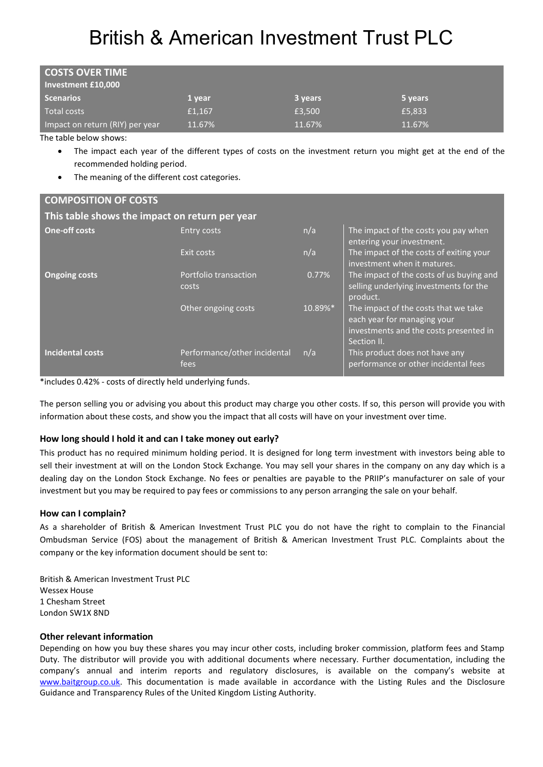# British & American Investment Trust PLC

| COSTS OVER TIME | | | |
|---|---|---|---|
| **Investment £10,000** | | | |
| **Scenarios** | **1 year** | **3 years** | **5 years** |
| Total costs | £1,167 | £3,500 | £5,833 |
| Impact on return (RIY) per year | 11.67% | 11.67% | 11.67% |

The table below shows:

- The impact each year of the different types of costs on the investment return you might get at the end of the recommended holding period.
- The meaning of the different cost categories.

| COMPOSITION OF COSTS | | | |
|---|---|---|---|
| **This table shows the impact on return per year** | | | |
| **One-off costs** | Entry costs | n/a | The impact of the costs you pay when entering your investment. |
| | Exit costs | n/a | The impact of the costs of exiting your investment when it matures. |
| **Ongoing costs** | Portfolio transaction costs | 0.77% | The impact of the costs of us buying and selling underlying investments for the product. |
| | Other ongoing costs | 10.89%* | The impact of the costs that we take each year for managing your investments and the costs presented in Section II. |
| **Incidental costs** | Performance/other incidental fees | n/a | This product does not have any performance or other incidental fees |

*includes 0.42% - costs of directly held underlying funds.

The person selling you or advising you about this product may charge you other costs. If so, this person will provide you with information about these costs, and show you the impact that all costs will have on your investment over time.

### How long should I hold it and can I take money out early?

This product has no required minimum holding period. It is designed for long term investment with investors being able to sell their investment at will on the London Stock Exchange. You may sell your shares in the company on any day which is a dealing day on the London Stock Exchange. No fees or penalties are payable to the PRIIP's manufacturer on sale of your investment but you may be required to pay fees or commissions to any person arranging the sale on your behalf.

### How can I complain?

As a shareholder of British & American Investment Trust PLC you do not have the right to complain to the Financial Ombudsman Service (FOS) about the management of British & American Investment Trust PLC. Complaints about the company or the key information document should be sent to:

British & American Investment Trust PLC
Wessex House
1 Chesham Street
London SW1X 8ND

### Other relevant information

Depending on how you buy these shares you may incur other costs, including broker commission, platform fees and Stamp Duty. The distributor will provide you with additional documents where necessary. Further documentation, including the company's annual and interim reports and regulatory disclosures, is available on the company's website at www.baitgroup.co.uk. This documentation is made available in accordance with the Listing Rules and the Disclosure Guidance and Transparency Rules of the United Kingdom Listing Authority.